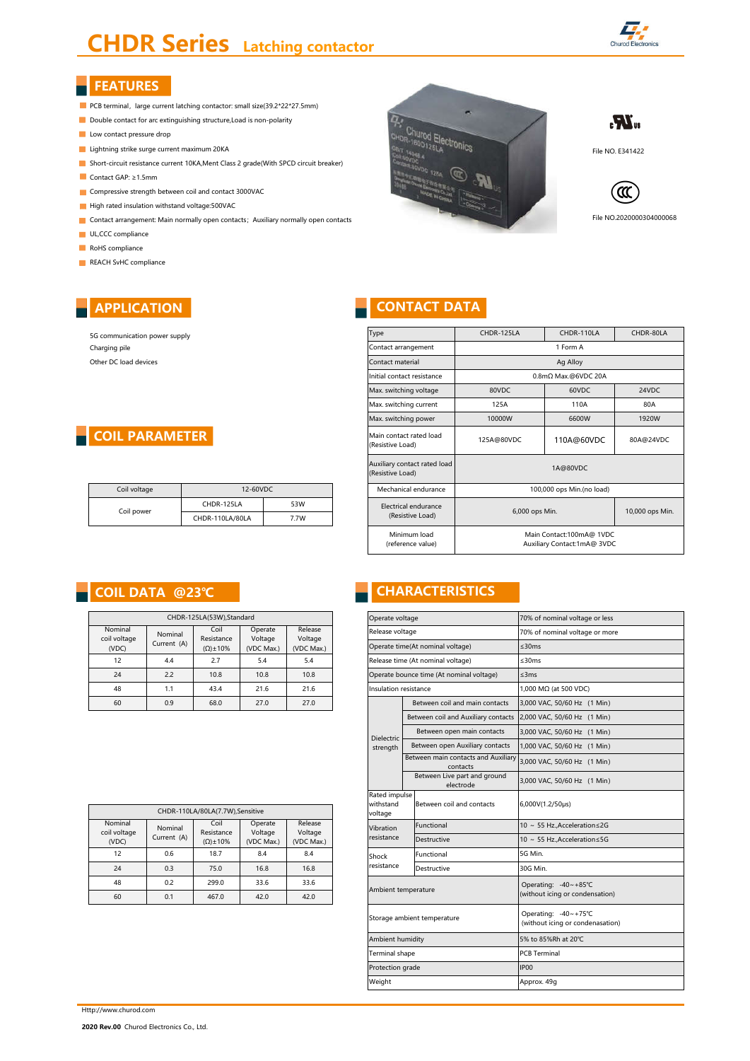# CHDR Series Latching contactor

## FEATURES

- PCB terminal, large current latching contactor: small size(39.2*22*27.5mm)
- Double contact for arc extinguishing structure,Load is non-polarity
- Low contact pressure drop
- Lightning strike surge current maximum 20KA
- Short-circuit resistance current 10KA,Ment Class 2 grade(With SPCD circuit breaker)
- Contact GAP: ≥1.5mm
- Compressive strength between coil and contact 3000VAC
- High rated insulation withstand voltage:500VAC
- Contact arrangement: Main normally open contacts; Auxiliary normally open contacts
- UL,CCC compliance
- RoHS compliance
- REACH SvHC compliance

File NO. E341422

File NO.2020000304000068

## APPLICATION

5G communication power supply

Charging pile

Other DC load devices

## CONTACT DATA

| Type | CHDR-125LA | CHDR-110LA | CHDR-80LA |
|---|---|---|---|
| Contact arrangement | 1 Form A | | |
| Contact material | Ag Alloy | | |
| Initial contact resistance | 0.8mΩ Max.@6VDC 20A | | |
| Max. switching voltage | 80VDC | 60VDC | 24VDC |
| Max. switching current | 125A | 110A | 80A |
| Max. switching power | 10000W | 6600W | 1920W |
| Main contact rated load (Resistive Load) | 125A@80VDC | 110A@60VDC | 80A@24VDC |
| Auxiliary contact rated load (Resistive Load) | 1A@80VDC | | |
| Mechanical endurance | 100,000 ops Min.(no load) | | |
| Electrical endurance (Resistive Load) | 6,000 ops Min. | | 10,000 ops Min. |
| Minimum load (reference value) | Main Contact:100mA@ 1VDC<br>Auxiliary Contact:1mA@ 3VDC | | |

## COIL PARAMETER

| Coil voltage | 12-60VDC | |
|---|---|---|
| Coil power | CHDR-125LA | 53W |
| | CHDR-110LA/80LA | 7.7W |

## COIL DATA @23℃

| CHDR-125LA(53W),Standard | | | | |
|---|---|---|---|---|
| Nominal coil voltage (VDC) | Nominal Current (A) | Coil Resistance (Ω)±10% | Operate Voltage (VDC Max.) | Release Voltage (VDC Max.) |
| 12 | 4.4 | 2.7 | 5.4 | 5.4 |
| 24 | 2.2 | 10.8 | 10.8 | 10.8 |
| 48 | 1.1 | 43.4 | 21.6 | 21.6 |
| 60 | 0.9 | 68.0 | 27.0 | 27.0 |

| CHDR-110LA/80LA(7.7W),Sensitive | | | | |
|---|---|---|---|---|
| Nominal coil voltage (VDC) | Nominal Current (A) | Coil Resistance (Ω)±10% | Operate Voltage (VDC Max.) | Release Voltage (VDC Max.) |
| 12 | 0.6 | 18.7 | 8.4 | 8.4 |
| 24 | 0.3 | 75.0 | 16.8 | 16.8 |
| 48 | 0.2 | 299.0 | 33.6 | 33.6 |
| 60 | 0.1 | 467.0 | 42.0 | 42.0 |

## CHARACTERISTICS

| | | |
|---|---|---|
| Operate voltage | | 70% of nominal voltage or less |
| Release voltage | | 70% of nominal voltage or more |
| Operate time(At nominal voltage) | | ≤30ms |
| Release time (At nominal voltage) | | ≤30ms |
| Operate bounce time (At nominal voltage) | | ≤3ms |
| Insulation resistance | | 1,000 MΩ (at 500 VDC) |
| Dielectric strength | Between coil and main contacts | 3,000 VAC, 50/60 Hz (1 Min) |
| | Between coil and Auxiliary contacts | 2,000 VAC, 50/60 Hz (1 Min) |
| | Between open main contacts | 3,000 VAC, 50/60 Hz (1 Min) |
| | Between open Auxiliary contacts | 1,000 VAC, 50/60 Hz (1 Min) |
| | Between main contacts and Auxiliary contacts | 3,000 VAC, 50/60 Hz (1 Min) |
| | Between Live part and ground electrode | 3,000 VAC, 50/60 Hz (1 Min) |
| Rated impulse withstand voltage | Between coil and contacts | 6,000V(1.2/50μs) |
| Vibration resistance | Functional | 10 ~ 55 Hz.,Acceleration≤2G |
| | Destructive | 10 ~ 55 Hz.,Acceleration≤5G |
| Shock resistance | Functional | 5G Min. |
| | Destructive | 30G Min. |
| Ambient temperature | | Operating: -40~+85℃ (without icing or condensation) |
| Storage ambient temperature | | Operating: -40~+75℃ (without icing or condenasation) |
| Ambient humidity | | 5% to 85%Rh at 20℃ |
| Terminal shape | | PCB Terminal |
| Protection grade | | IP00 |
| Weight | | Approx. 49g |

Http://www.churod.com

**2020 Rev.00** Churod Electronics Co., Ltd.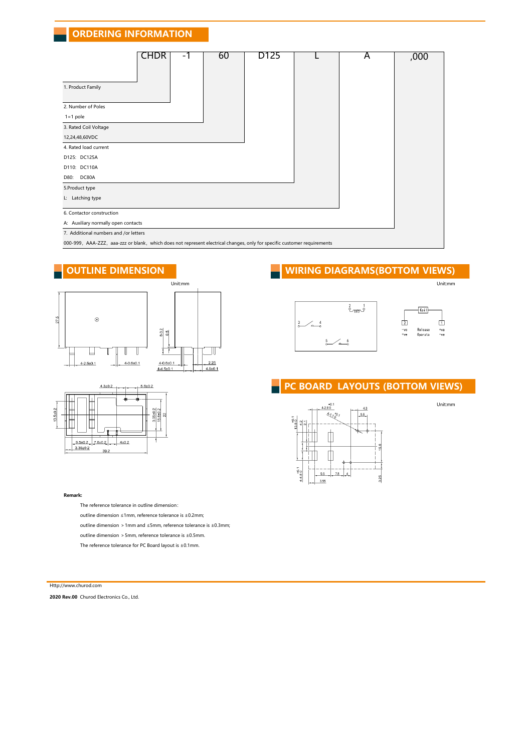## ORDERING INFORMATION

| CHDR | -1 | 60 | D125 | L | A | ,000 |
|---|---|---|---|---|---|---|

1. Product Family

2. Number of Poles
   1=1 pole

3. Rated Coil Voltage
   12,24,48,60VDC

4. Rated load current
   D125: DC125A
   D110: DC110A
   D80: DC80A

5. Product type
   L: Latching type

6. Contactor construction
   A: Auxiliary normally open contacts

7. Additional numbers and /or letters
   000-999，AAA-ZZZ，aaa-zzz or blank，which does not represent electrical changes, only for specific customer requirements

## OUTLINE DIMENSION

Unit:mm

## WIRING DIAGRAMS(BOTTOM VIEWS)

Unit:mm

## PC BOARD LAYOUTS (BOTTOM VIEWS)

Unit:mm

**Remark:**

The reference tolerance in outline dimension:

outline dimension ≤1mm, reference tolerance is ±0.2mm;

outline dimension ＞1mm and ≤5mm, reference tolerance is ±0.3mm;

outline dimension ＞5mm, reference tolerance is ±0.5mm.

The reference tolerance for PC Board layout is ±0.1mm.

Http://www.churod.com

**2020 Rev.00** Churod Electronics Co., Ltd.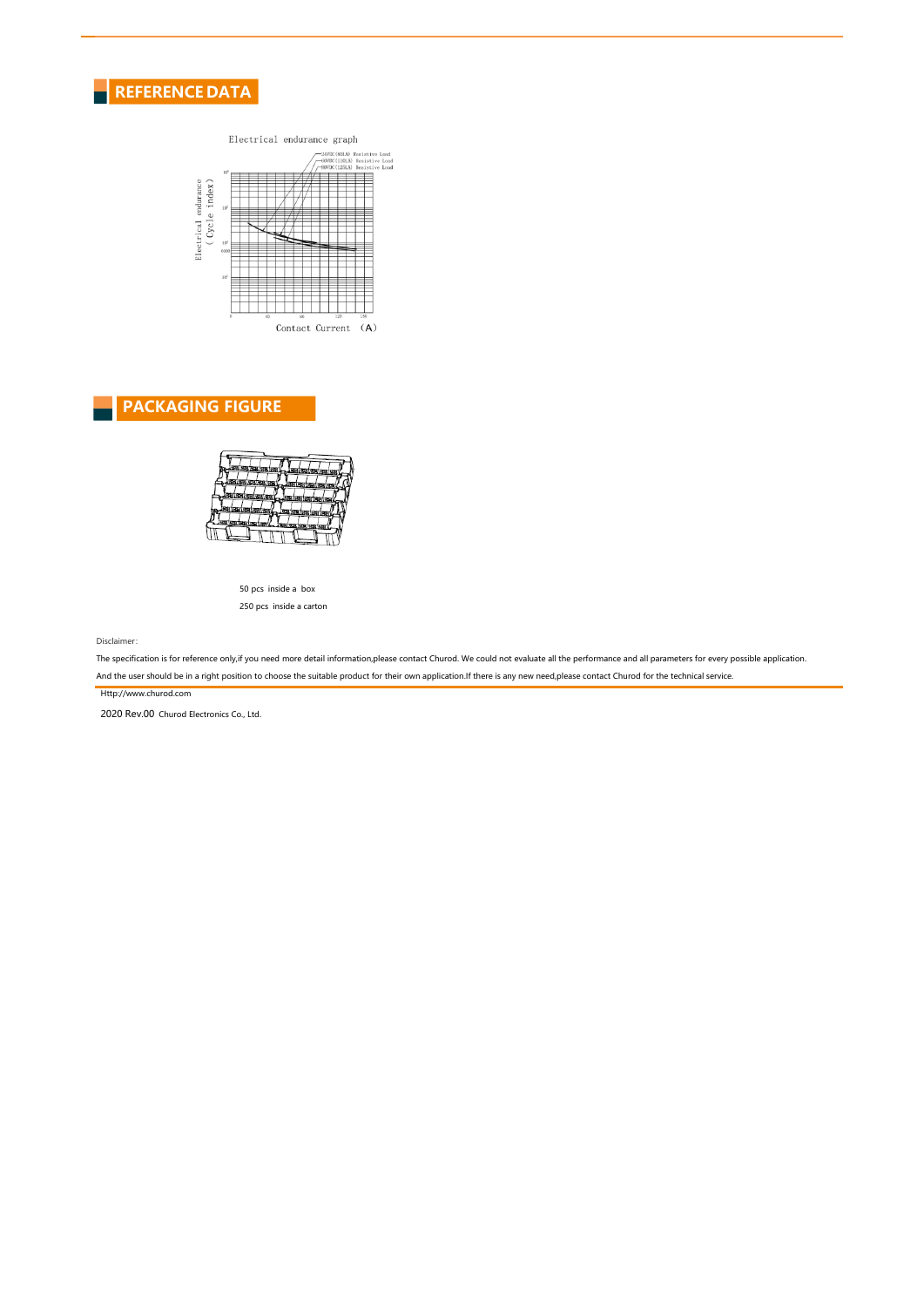## REFERENCE DATA

Electrical endurance graph

24VDC(40LA) Resistive Load
60VDC(110LA) Resistive Load
80VDC(125LA) Resistive Load

Electrical endurance
( Cycle index)

$10^6$
$10^5$
$10^4$
5000
$10^3$

0
40
80
120
160

Contact Current (A)

## PACKAGING FIGURE

50 pcs inside a box

250 pcs inside a carton

Disclaimer:

The specification is for reference only,if you need more detail information,please contact Churod. We could not evaluate all the performance and all parameters for every possible application.

And the user should be in a right position to choose the suitable product for their own application.If there is any new need,please contact Churod for the technical service.

Http://www.churod.com

2020 Rev.00 Churod Electronics Co., Ltd.